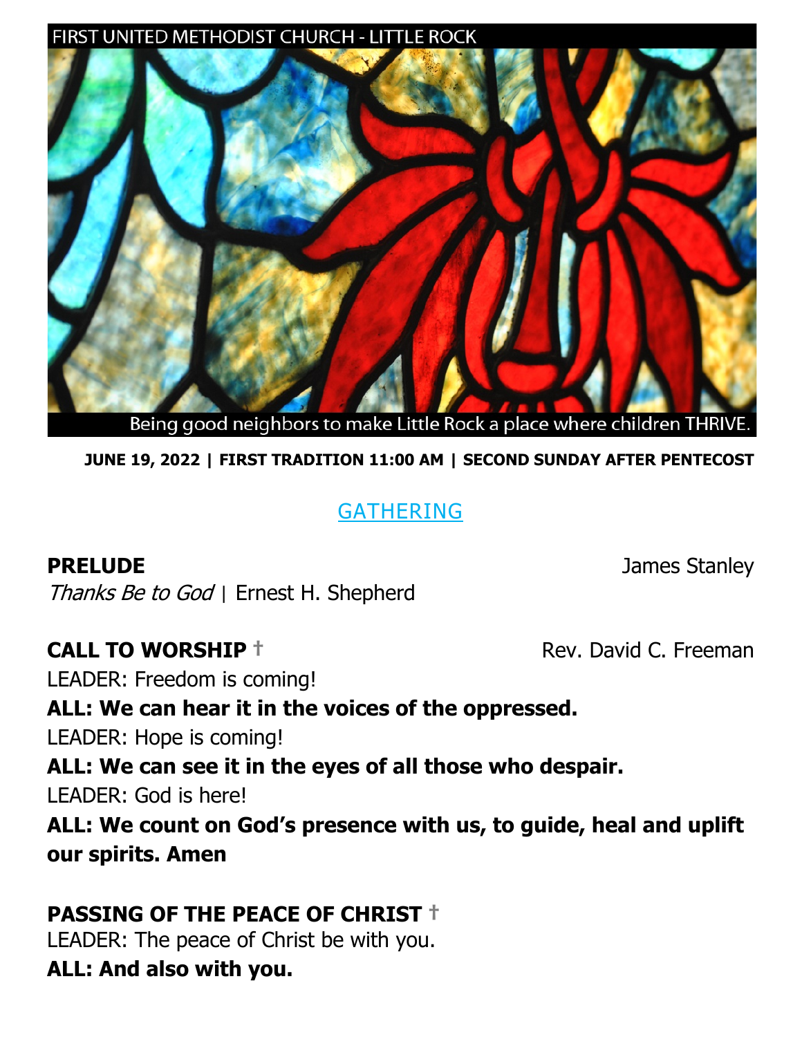FIRST UNITED METHODIST CHURCH - LITTLE ROCK

Being good neighbors to make Little Rock a place where children THRIVE.

**JUNE 19, 2022 | FIRST TRADITION 11:00 AM | SECOND SUNDAY AFTER PENTECOST**

## GATHERING

**PRELUDE** James Stanley

*Thanks Be to God* | Ernest H. Shepherd

**CALL TO WORSHIP †** Rev. David C. Freeman

LEADER: Freedom is coming!

**ALL: We can hear it in the voices of the oppressed.**

LEADER: Hope is coming!

**ALL: We can see it in the eyes of all those who despair.**

LEADER: God is here!

**ALL: We count on God's presence with us, to guide, heal and uplift our spirits. Amen**

**PASSING OF THE PEACE OF CHRIST †**

LEADER: The peace of Christ be with you.

**ALL: And also with you.**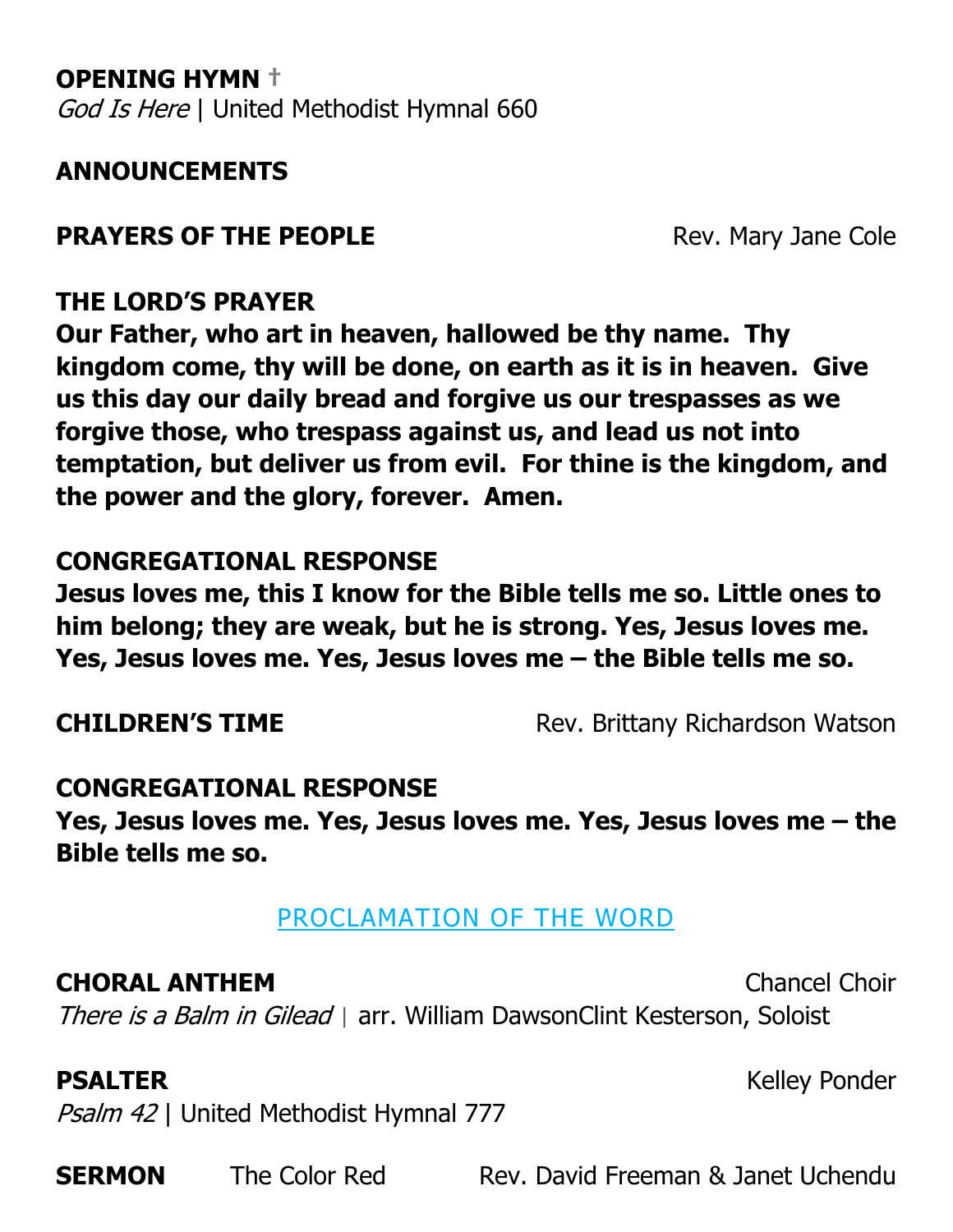**OPENING HYMN** †
*God Is Here* | United Methodist Hymnal 660

**ANNOUNCEMENTS**

**PRAYERS OF THE PEOPLE** Rev. Mary Jane Cole

**THE LORD'S PRAYER**
**Our Father, who art in heaven, hallowed be thy name. Thy kingdom come, thy will be done, on earth as it is in heaven. Give us this day our daily bread and forgive us our trespasses as we forgive those, who trespass against us, and lead us not into temptation, but deliver us from evil. For thine is the kingdom, and the power and the glory, forever. Amen.**

**CONGREGATIONAL RESPONSE**
**Jesus loves me, this I know for the Bible tells me so. Little ones to him belong; they are weak, but he is strong. Yes, Jesus loves me. Yes, Jesus loves me. Yes, Jesus loves me – the Bible tells me so.**

**CHILDREN'S TIME** Rev. Brittany Richardson Watson

**CONGREGATIONAL RESPONSE**
**Yes, Jesus loves me. Yes, Jesus loves me. Yes, Jesus loves me – the Bible tells me so.**

## PROCLAMATION OF THE WORD

**CHORAL ANTHEM** Chancel Choir
*There is a Balm in Gilead* | arr. William DawsonClint Kesterson, Soloist

**PSALTER** Kelley Ponder
*Psalm 42* | United Methodist Hymnal 777

**SERMON** The Color Red Rev. David Freeman & Janet Uchendu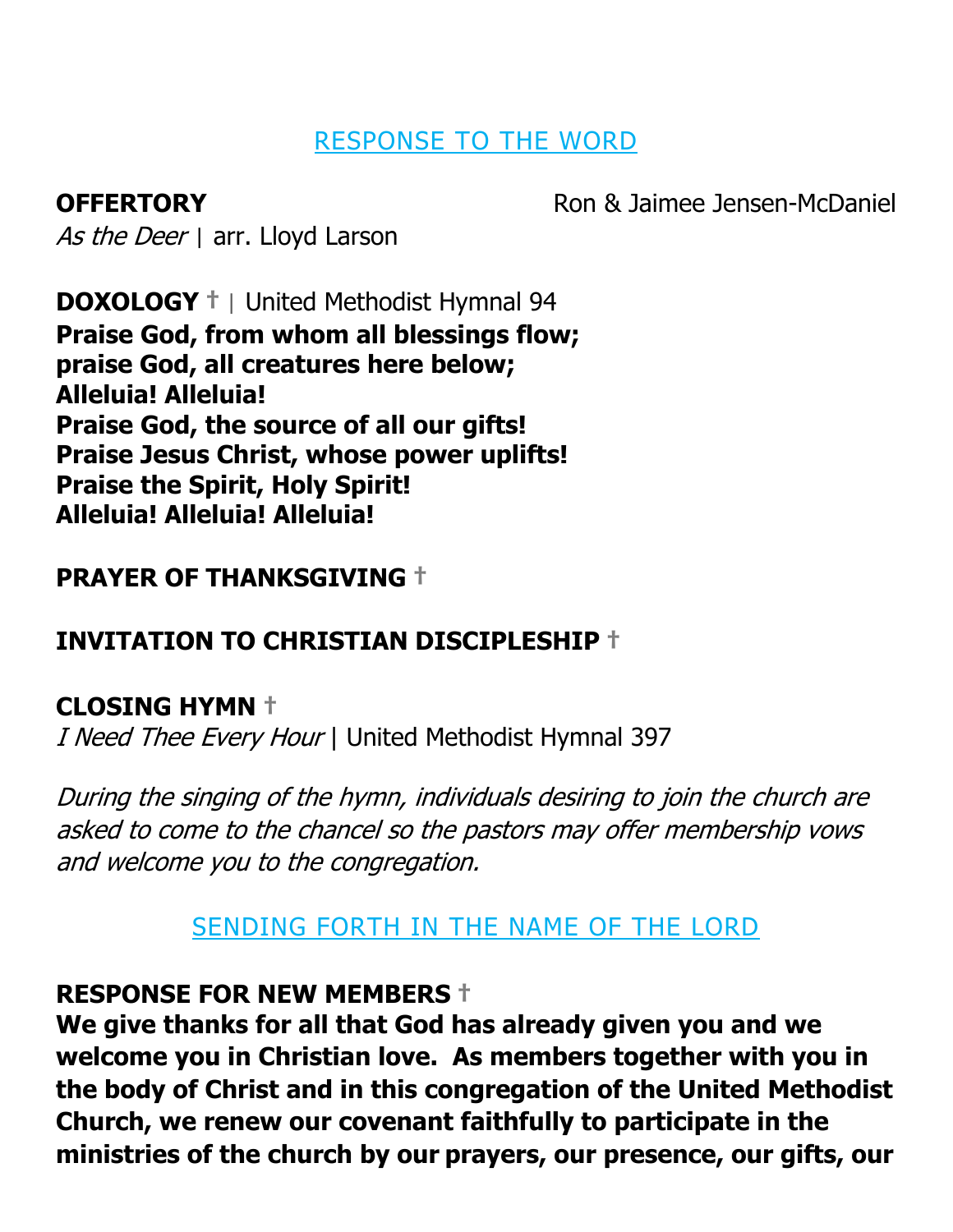## RESPONSE TO THE WORD

**OFFERTORY** Ron & Jaimee Jensen-McDaniel

*As the Deer* | arr. Lloyd Larson

**DOXOLOGY** † | United Methodist Hymnal 94

**Praise God, from whom all blessings flow;**
**praise God, all creatures here below;**
**Alleluia! Alleluia!**
**Praise God, the source of all our gifts!**
**Praise Jesus Christ, whose power uplifts!**
**Praise the Spirit, Holy Spirit!**
**Alleluia! Alleluia! Alleluia!**

**PRAYER OF THANKSGIVING** †

**INVITATION TO CHRISTIAN DISCIPLESHIP** †

**CLOSING HYMN** †

*I Need Thee Every Hour* | United Methodist Hymnal 397

*During the singing of the hymn, individuals desiring to join the church are asked to come to the chancel so the pastors may offer membership vows and welcome you to the congregation.*

## SENDING FORTH IN THE NAME OF THE LORD

**RESPONSE FOR NEW MEMBERS** †

**We give thanks for all that God has already given you and we welcome you in Christian love. As members together with you in the body of Christ and in this congregation of the United Methodist Church, we renew our covenant faithfully to participate in the ministries of the church by our prayers, our presence, our gifts, our**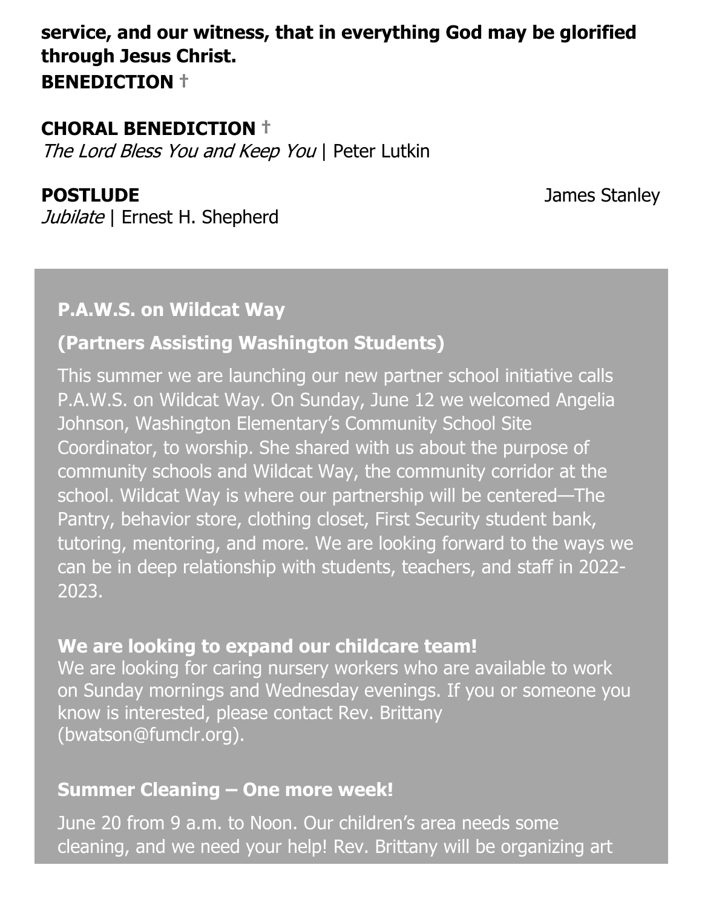**service, and our witness, that in everything God may be glorified through Jesus Christ.**

**BENEDICTION †**

**CHORAL BENEDICTION †**

*The Lord Bless You and Keep You* | Peter Lutkin

**POSTLUDE** James Stanley

*Jubilate* | Ernest H. Shepherd

**P.A.W.S. on Wildcat Way**

**(Partners Assisting Washington Students)**

This summer we are launching our new partner school initiative calls P.A.W.S. on Wildcat Way. On Sunday, June 12 we welcomed Angelia Johnson, Washington Elementary's Community School Site Coordinator, to worship. She shared with us about the purpose of community schools and Wildcat Way, the community corridor at the school. Wildcat Way is where our partnership will be centered—The Pantry, behavior store, clothing closet, First Security student bank, tutoring, mentoring, and more. We are looking forward to the ways we can be in deep relationship with students, teachers, and staff in 2022-2023.

**We are looking to expand our childcare team!**

We are looking for caring nursery workers who are available to work on Sunday mornings and Wednesday evenings. If you or someone you know is interested, please contact Rev. Brittany (bwatson@fumclr.org).

**Summer Cleaning – One more week!**

June 20 from 9 a.m. to Noon. Our children's area needs some cleaning, and we need your help! Rev. Brittany will be organizing art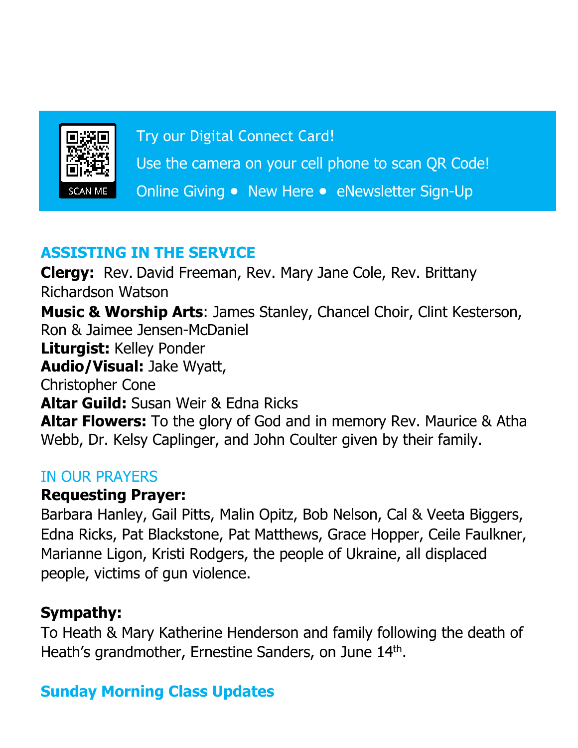SCAN ME

Try our Digital Connect Card!

Use the camera on your cell phone to scan QR Code!

Online Giving • New Here • eNewsletter Sign-Up

## ASSISTING IN THE SERVICE

**Clergy:** Rev. David Freeman, Rev. Mary Jane Cole, Rev. Brittany Richardson Watson

**Music & Worship Arts**: James Stanley, Chancel Choir, Clint Kesterson, Ron & Jaimee Jensen-McDaniel

**Liturgist:** Kelley Ponder

**Audio/Visual:** Jake Wyatt, Christopher Cone

**Altar Guild:** Susan Weir & Edna Ricks

**Altar Flowers:** To the glory of God and in memory Rev. Maurice & Atha Webb, Dr. Kelsy Caplinger, and John Coulter given by their family.

## IN OUR PRAYERS

**Requesting Prayer:**

Barbara Hanley, Gail Pitts, Malin Opitz, Bob Nelson, Cal & Veeta Biggers, Edna Ricks, Pat Blackstone, Pat Matthews, Grace Hopper, Ceile Faulkner, Marianne Ligon, Kristi Rodgers, the people of Ukraine, all displaced people, victims of gun violence.

**Sympathy:**

To Heath & Mary Katherine Henderson and family following the death of Heath's grandmother, Ernestine Sanders, on June 14th.

## Sunday Morning Class Updates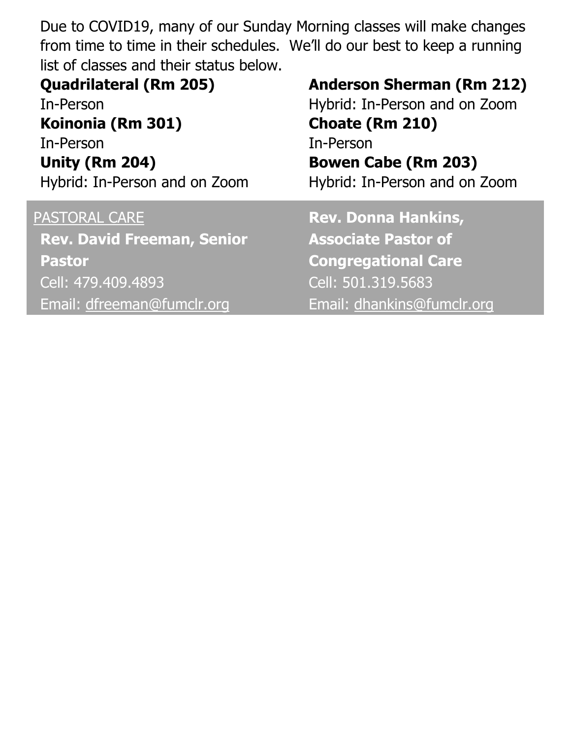Due to COVID19, many of our Sunday Morning classes will make changes from time to time in their schedules. We'll do our best to keep a running list of classes and their status below.

**Quadrilateral (Rm 205)**
In-Person

**Koinonia (Rm 301)**
In-Person

**Unity (Rm 204)**
Hybrid: In-Person and on Zoom

**Anderson Sherman (Rm 212)**
Hybrid: In-Person and on Zoom

**Choate (Rm 210)**
In-Person

**Bowen Cabe (Rm 203)**
Hybrid: In-Person and on Zoom

PASTORAL CARE

**Rev. David Freeman, Senior Pastor**
Cell: 479.409.4893
Email: dfreeman@fumclr.org

**Rev. Donna Hankins, Associate Pastor of Congregational Care**
Cell: 501.319.5683
Email: dhankins@fumclr.org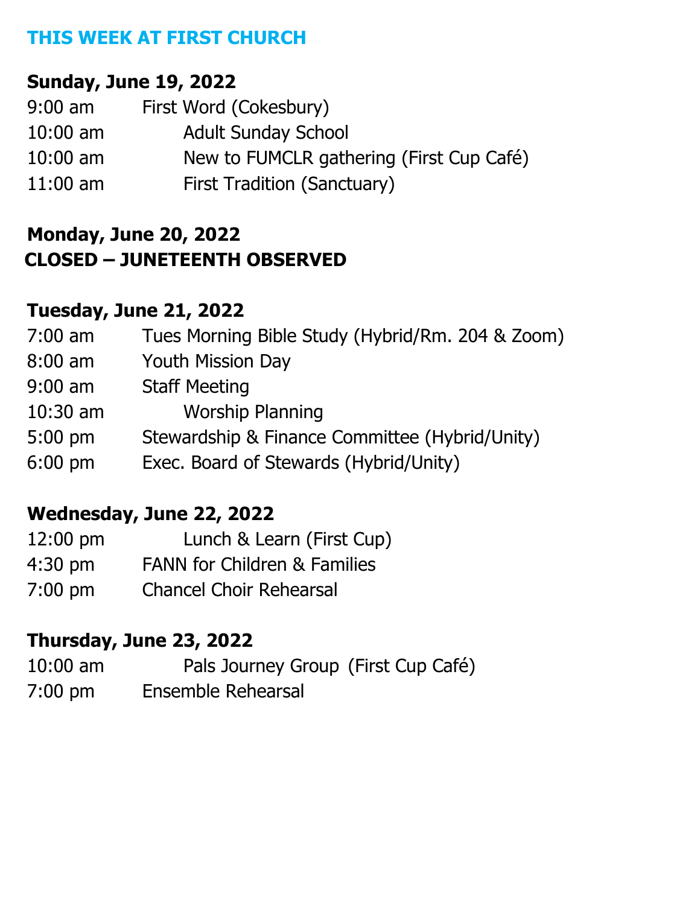## THIS WEEK AT FIRST CHURCH

**Sunday, June 19, 2022**

9:00 am First Word (Cokesbury)
10:00 am Adult Sunday School
10:00 am New to FUMCLR gathering (First Cup Café)
11:00 am First Tradition (Sanctuary)

**Monday, June 20, 2022**
**CLOSED – JUNETEENTH OBSERVED**

**Tuesday, June 21, 2022**

7:00 am Tues Morning Bible Study (Hybrid/Rm. 204 & Zoom)
8:00 am Youth Mission Day
9:00 am Staff Meeting
10:30 am Worship Planning
5:00 pm Stewardship & Finance Committee (Hybrid/Unity)
6:00 pm Exec. Board of Stewards (Hybrid/Unity)

**Wednesday, June 22, 2022**

12:00 pm Lunch & Learn (First Cup)
4:30 pm FANN for Children & Families
7:00 pm Chancel Choir Rehearsal

**Thursday, June 23, 2022**

10:00 am Pals Journey Group (First Cup Café)
7:00 pm Ensemble Rehearsal